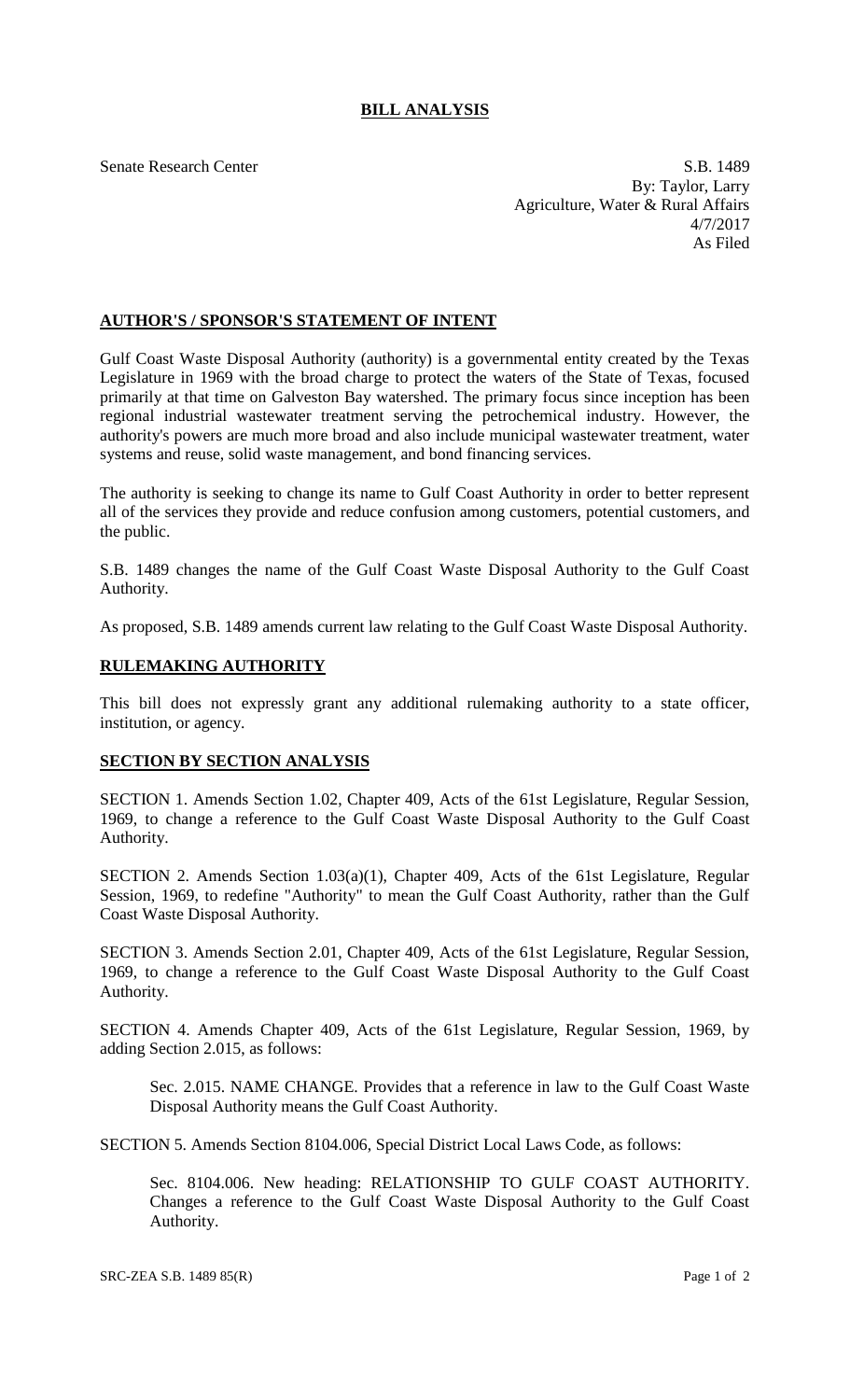# BILL ANALYSIS

Senate Research Center

S.B. 1489
By: Taylor, Larry
Agriculture, Water & Rural Affairs
4/7/2017
As Filed

## AUTHOR'S / SPONSOR'S STATEMENT OF INTENT

Gulf Coast Waste Disposal Authority (authority) is a governmental entity created by the Texas Legislature in 1969 with the broad charge to protect the waters of the State of Texas, focused primarily at that time on Galveston Bay watershed. The primary focus since inception has been regional industrial wastewater treatment serving the petrochemical industry. However, the authority's powers are much more broad and also include municipal wastewater treatment, water systems and reuse, solid waste management, and bond financing services.

The authority is seeking to change its name to Gulf Coast Authority in order to better represent all of the services they provide and reduce confusion among customers, potential customers, and the public.

S.B. 1489 changes the name of the Gulf Coast Waste Disposal Authority to the Gulf Coast Authority.

As proposed, S.B. 1489 amends current law relating to the Gulf Coast Waste Disposal Authority.

## RULEMAKING AUTHORITY

This bill does not expressly grant any additional rulemaking authority to a state officer, institution, or agency.

## SECTION BY SECTION ANALYSIS

SECTION 1. Amends Section 1.02, Chapter 409, Acts of the 61st Legislature, Regular Session, 1969, to change a reference to the Gulf Coast Waste Disposal Authority to the Gulf Coast Authority.

SECTION 2. Amends Section 1.03(a)(1), Chapter 409, Acts of the 61st Legislature, Regular Session, 1969, to redefine "Authority" to mean the Gulf Coast Authority, rather than the Gulf Coast Waste Disposal Authority.

SECTION 3. Amends Section 2.01, Chapter 409, Acts of the 61st Legislature, Regular Session, 1969, to change a reference to the Gulf Coast Waste Disposal Authority to the Gulf Coast Authority.

SECTION 4. Amends Chapter 409, Acts of the 61st Legislature, Regular Session, 1969, by adding Section 2.015, as follows:

> Sec. 2.015. NAME CHANGE. Provides that a reference in law to the Gulf Coast Waste Disposal Authority means the Gulf Coast Authority.

SECTION 5. Amends Section 8104.006, Special District Local Laws Code, as follows:

> Sec. 8104.006. New heading: RELATIONSHIP TO GULF COAST AUTHORITY. Changes a reference to the Gulf Coast Waste Disposal Authority to the Gulf Coast Authority.

SRC-ZEA S.B. 1489 85(R)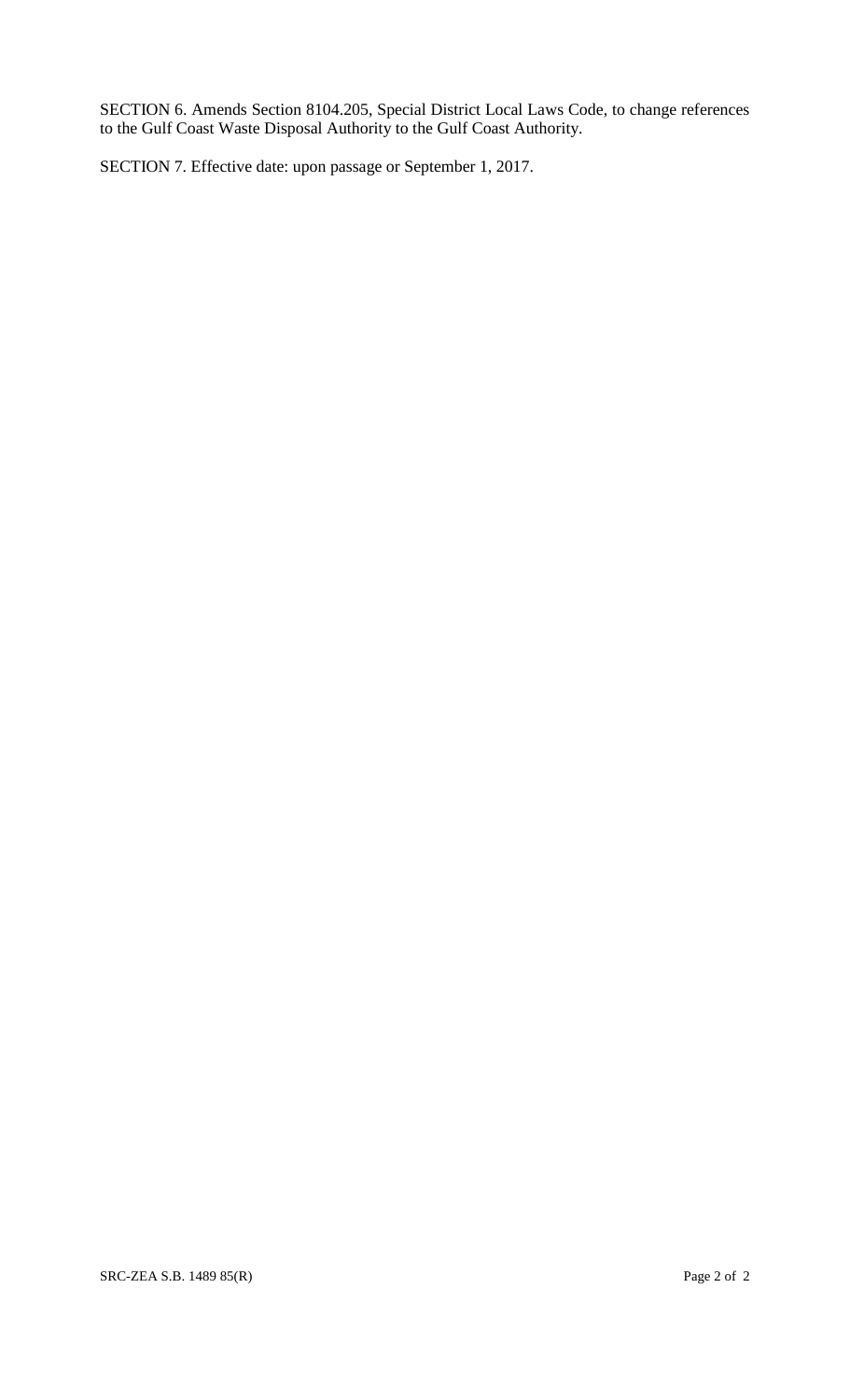SECTION 6. Amends Section 8104.205, Special District Local Laws Code, to change references to the Gulf Coast Waste Disposal Authority to the Gulf Coast Authority.

SECTION 7. Effective date: upon passage or September 1, 2017.